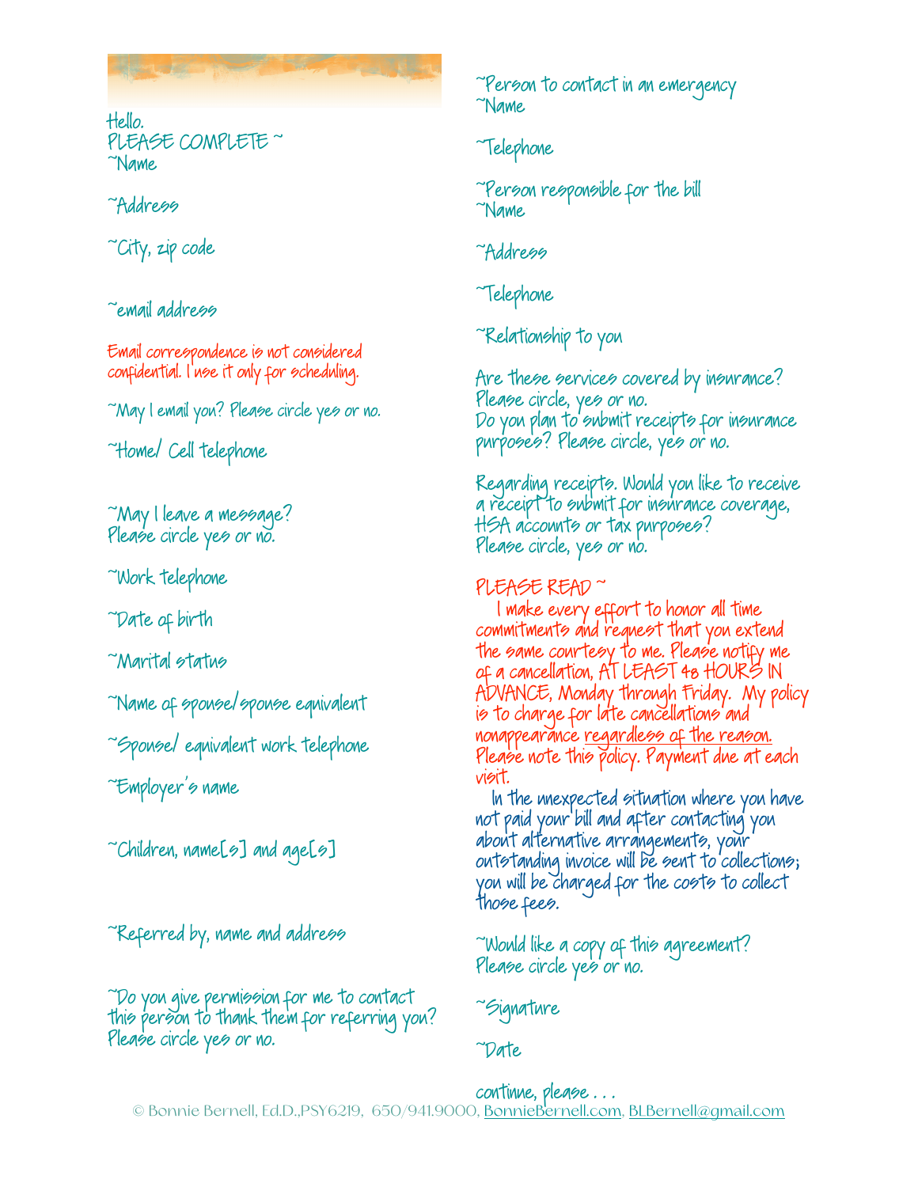Hello.
PLEASE COMPLETE ~

~Name

~Address

~City, zip code

~email address

Email correspondence is not considered confidential. I use it only for scheduling.

~May I email you? Please circle yes or no.

~Home/ Cell telephone

~May I leave a message?
Please circle yes or no.

~Work telephone

~Date of birth

~Marital status

~Name of spouse/spouse equivalent

~Spouse/ equivalent work telephone

~Employer's name

~Children, name[s] and age[s]

~Referred by, name and address

~Do you give permission for me to contact this person to thank them for referring you? Please circle yes or no.

~Person to contact in an emergency
~Name

~Telephone

~Person responsible for the bill
~Name

~Address

~Telephone

~Relationship to you

Are these services covered by insurance? Please circle, yes or no.
Do you plan to submit receipts for insurance purposes? Please circle, yes or no.

Regarding receipts. Would you like to receive a receipt to submit for insurance coverage, HSA accounts or tax purposes?
Please circle, yes or no.

PLEASE READ ~

I make every effort to honor all time commitments and request that you extend the same courtesy to me. Please notify me of a cancellation, AT LEAST 48 HOURS IN ADVANCE, Monday through Friday. My policy is to charge for late cancellations and nonappearance <u>regardless of the reason.</u> Please note this policy. Payment due at each visit.

In the unexpected situation where you have not paid your bill and after contacting you about alternative arrangements, your outstanding invoice will be sent to collections; you will be charged for the costs to collect those fees.

~Would like a copy of this agreement?
Please circle yes or no.

~Signature

~Date

continue, please . . .

© Bonnie Bernell, Ed.D.,PSY6219, 650/941.9000, BonnieBernell.com, BLBernell@gmail.com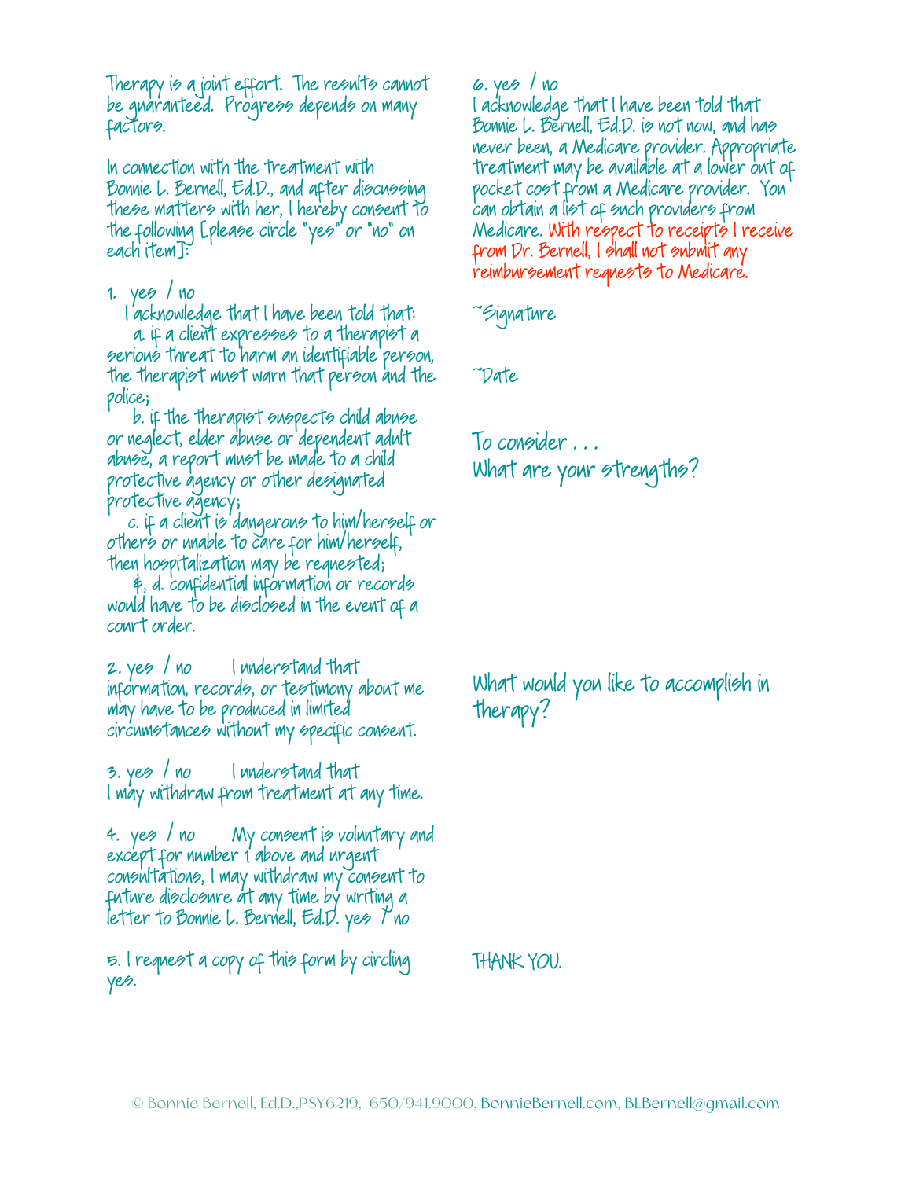Therapy is a joint effort. The results cannot be guaranteed. Progress depends on many factors.

In connection with the treatment with Bonnie L. Bernell, Ed.D., and after discussing these matters with her, I hereby consent to the following [please circle "yes" or "no" on each item]:

1. yes / no
   I acknowledge that I have been told that:
   a. if a client expresses to a therapist a serious threat to harm an identifiable person, the therapist must warn that person and the police;
   b. if the therapist suspects child abuse or neglect, elder abuse or dependent adult abuse, a report must be made to a child protective agency or other designated protective agency;
   c. if a client is dangerous to him/herself or others or unable to care for him/herself, then hospitalization may be requested;
   &, d. confidential information or records would have to be disclosed in the event of a court order.

2. yes / no  I understand that information, records, or testimony about me may have to be produced in limited circumstances without my specific consent.

3. yes / no  I understand that I may withdraw from treatment at any time.

4. yes / no  My consent is voluntary and except for number 1 above and urgent consultations, I may withdraw my consent to future disclosure at any time by writing a letter to Bonnie L. Bernell, Ed.D. yes / no

5. I request a copy of this form by circling yes.

6. yes / no
   I acknowledge that I have been told that Bonnie L. Bernell, Ed.D. is not now, and has never been, a Medicare provider. Appropriate treatment may be available at a lower out of pocket cost from a Medicare provider. You can obtain a list of such providers from Medicare. With respect to receipts I receive from Dr. Bernell, I shall not submit any reimbursement requests to Medicare.

~Signature

~Date

## To consider . . .
## What are your strengths?

## What would you like to accomplish in therapy?

THANK YOU.

© Bonnie Bernell, Ed.D.,PSY6219, 650/941.9000, BonnieBernell.com, BLBernell@gmail.com